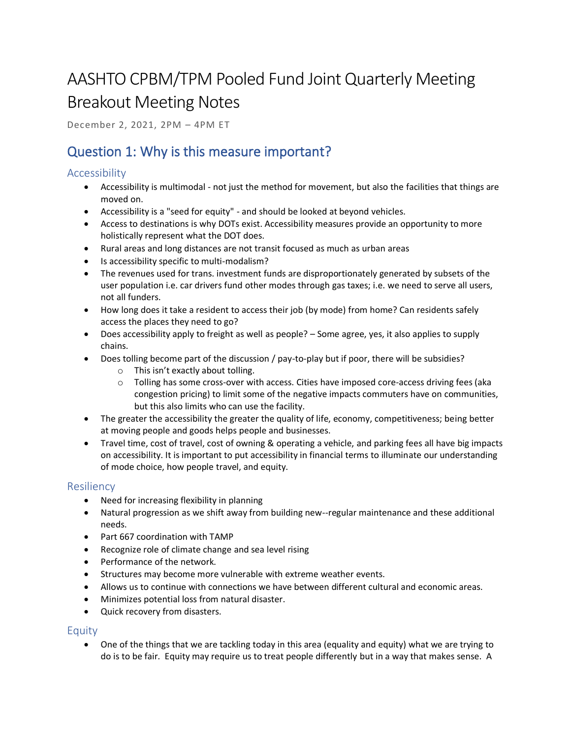# AASHTO CPBM/TPM Pooled Fund Joint Quarterly Meeting Breakout Meeting Notes

December 2, 2021, 2PM – 4PM ET

## Question 1: Why is this measure important?

### Accessibility

- Accessibility is multimodal - not just the method for movement, but also the facilities that things are moved on.
- Accessibility is a "seed for equity" - and should be looked at beyond vehicles.
- Access to destinations is why DOTs exist. Accessibility measures provide an opportunity to more holistically represent what the DOT does.
- Rural areas and long distances are not transit focused as much as urban areas
- Is accessibility specific to multi-modalism?
- The revenues used for trans. investment funds are disproportionately generated by subsets of the user population i.e. car drivers fund other modes through gas taxes; i.e. we need to serve all users, not all funders.
- How long does it take a resident to access their job (by mode) from home? Can residents safely access the places they need to go?
- Does accessibility apply to freight as well as people? – Some agree, yes, it also applies to supply chains.
- Does tolling become part of the discussion / pay-to-play but if poor, there will be subsidies?
  - This isn't exactly about tolling.
  - Tolling has some cross-over with access. Cities have imposed core-access driving fees (aka congestion pricing) to limit some of the negative impacts commuters have on communities, but this also limits who can use the facility.
- The greater the accessibility the greater the quality of life, economy, competitiveness; being better at moving people and goods helps people and businesses.
- Travel time, cost of travel, cost of owning & operating a vehicle, and parking fees all have big impacts on accessibility. It is important to put accessibility in financial terms to illuminate our understanding of mode choice, how people travel, and equity.

### Resiliency

- Need for increasing flexibility in planning
- Natural progression as we shift away from building new--regular maintenance and these additional needs.
- Part 667 coordination with TAMP
- Recognize role of climate change and sea level rising
- Performance of the network.
- Structures may become more vulnerable with extreme weather events.
- Allows us to continue with connections we have between different cultural and economic areas.
- Minimizes potential loss from natural disaster.
- Quick recovery from disasters.

### Equity

- One of the things that we are tackling today in this area (equality and equity) what we are trying to do is to be fair. Equity may require us to treat people differently but in a way that makes sense. A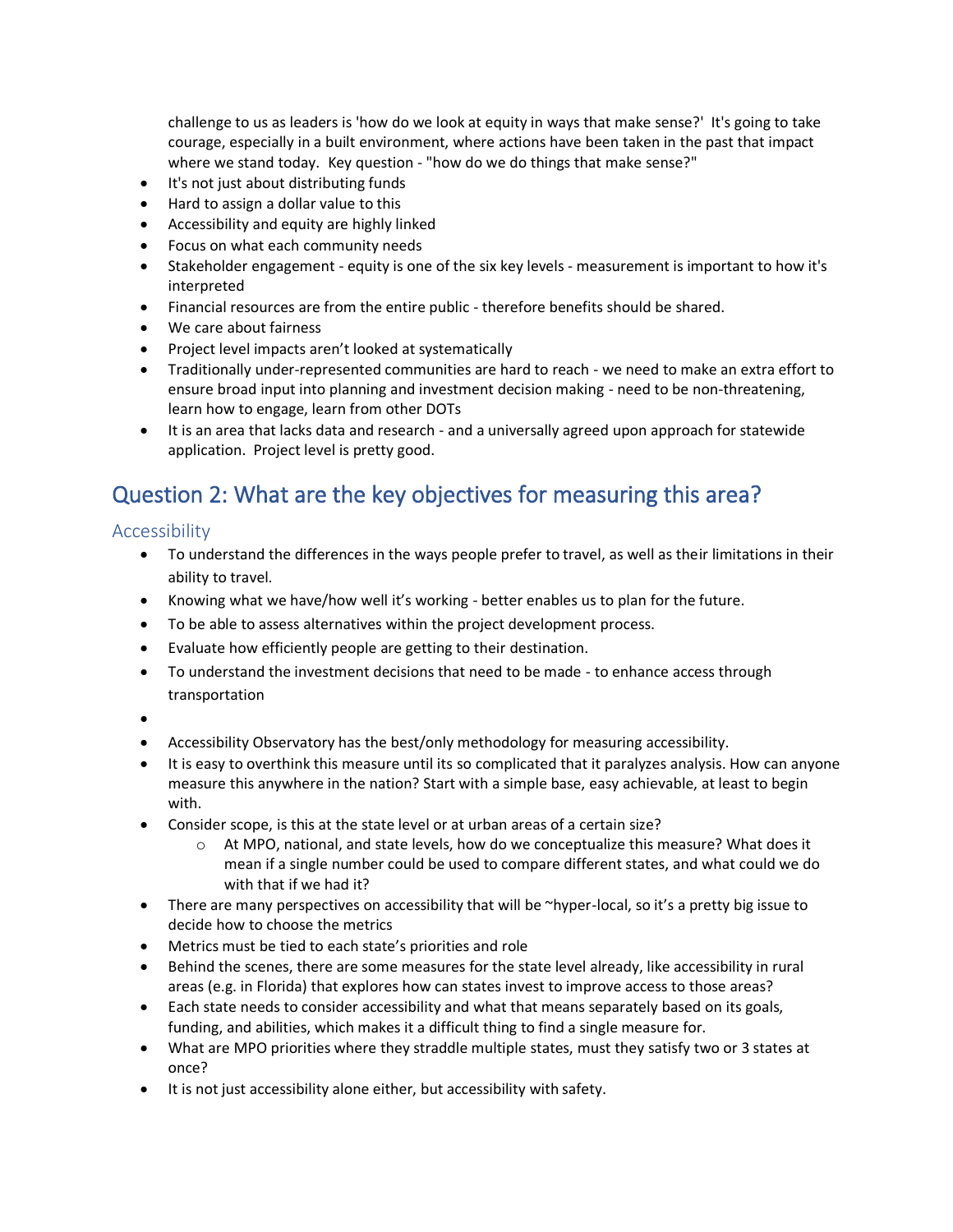challenge to us as leaders is 'how do we look at equity in ways that make sense?' It's going to take courage, especially in a built environment, where actions have been taken in the past that impact where we stand today. Key question - "how do we do things that make sense?"

- It's not just about distributing funds
- Hard to assign a dollar value to this
- Accessibility and equity are highly linked
- Focus on what each community needs
- Stakeholder engagement - equity is one of the six key levels - measurement is important to how it's interpreted
- Financial resources are from the entire public - therefore benefits should be shared.
- We care about fairness
- Project level impacts aren't looked at systematically
- Traditionally under-represented communities are hard to reach - we need to make an extra effort to ensure broad input into planning and investment decision making - need to be non-threatening, learn how to engage, learn from other DOTs
- It is an area that lacks data and research - and a universally agreed upon approach for statewide application. Project level is pretty good.

## Question 2: What are the key objectives for measuring this area?

### Accessibility

- To understand the differences in the ways people prefer to travel, as well as their limitations in their ability to travel.
- Knowing what we have/how well it's working - better enables us to plan for the future.
- To be able to assess alternatives within the project development process.
- Evaluate how efficiently people are getting to their destination.
- To understand the investment decisions that need to be made - to enhance access through transportation
- 
- Accessibility Observatory has the best/only methodology for measuring accessibility.
- It is easy to overthink this measure until its so complicated that it paralyzes analysis. How can anyone measure this anywhere in the nation? Start with a simple base, easy achievable, at least to begin with.
- Consider scope, is this at the state level or at urban areas of a certain size?
  - At MPO, national, and state levels, how do we conceptualize this measure? What does it mean if a single number could be used to compare different states, and what could we do with that if we had it?
- There are many perspectives on accessibility that will be ~hyper-local, so it's a pretty big issue to decide how to choose the metrics
- Metrics must be tied to each state's priorities and role
- Behind the scenes, there are some measures for the state level already, like accessibility in rural areas (e.g. in Florida) that explores how can states invest to improve access to those areas?
- Each state needs to consider accessibility and what that means separately based on its goals, funding, and abilities, which makes it a difficult thing to find a single measure for.
- What are MPO priorities where they straddle multiple states, must they satisfy two or 3 states at once?
- It is not just accessibility alone either, but accessibility with safety.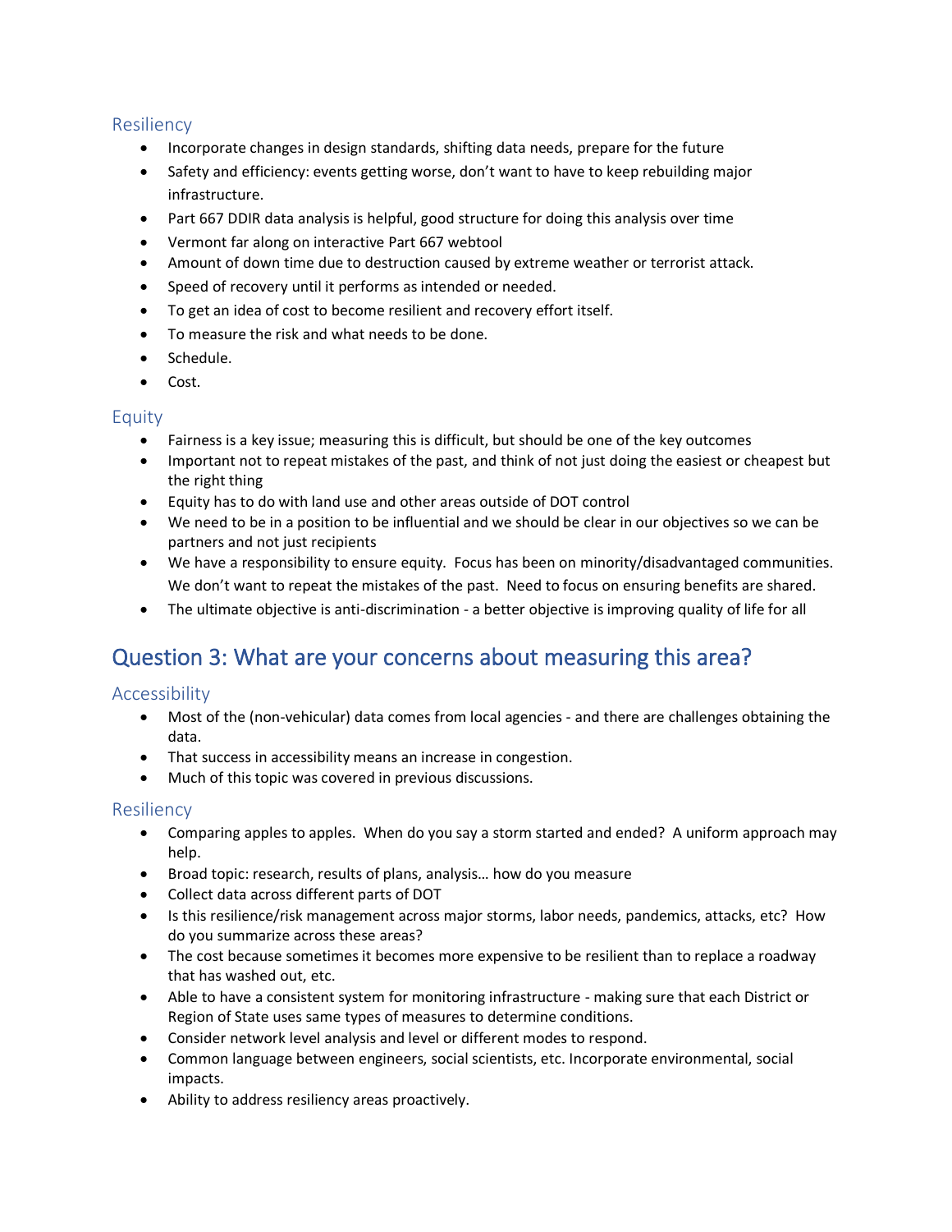### Resiliency

- Incorporate changes in design standards, shifting data needs, prepare for the future
- Safety and efficiency: events getting worse, don't want to have to keep rebuilding major infrastructure.
- Part 667 DDIR data analysis is helpful, good structure for doing this analysis over time
- Vermont far along on interactive Part 667 webtool
- Amount of down time due to destruction caused by extreme weather or terrorist attack.
- Speed of recovery until it performs as intended or needed.
- To get an idea of cost to become resilient and recovery effort itself.
- To measure the risk and what needs to be done.
- Schedule.
- Cost.

### Equity

- Fairness is a key issue; measuring this is difficult, but should be one of the key outcomes
- Important not to repeat mistakes of the past, and think of not just doing the easiest or cheapest but the right thing
- Equity has to do with land use and other areas outside of DOT control
- We need to be in a position to be influential and we should be clear in our objectives so we can be partners and not just recipients
- We have a responsibility to ensure equity. Focus has been on minority/disadvantaged communities. We don't want to repeat the mistakes of the past. Need to focus on ensuring benefits are shared.
- The ultimate objective is anti-discrimination - a better objective is improving quality of life for all

## Question 3: What are your concerns about measuring this area?

### Accessibility

- Most of the (non-vehicular) data comes from local agencies - and there are challenges obtaining the data.
- That success in accessibility means an increase in congestion.
- Much of this topic was covered in previous discussions.

### Resiliency

- Comparing apples to apples. When do you say a storm started and ended? A uniform approach may help.
- Broad topic: research, results of plans, analysis… how do you measure
- Collect data across different parts of DOT
- Is this resilience/risk management across major storms, labor needs, pandemics, attacks, etc? How do you summarize across these areas?
- The cost because sometimes it becomes more expensive to be resilient than to replace a roadway that has washed out, etc.
- Able to have a consistent system for monitoring infrastructure - making sure that each District or Region of State uses same types of measures to determine conditions.
- Consider network level analysis and level or different modes to respond.
- Common language between engineers, social scientists, etc. Incorporate environmental, social impacts.
- Ability to address resiliency areas proactively.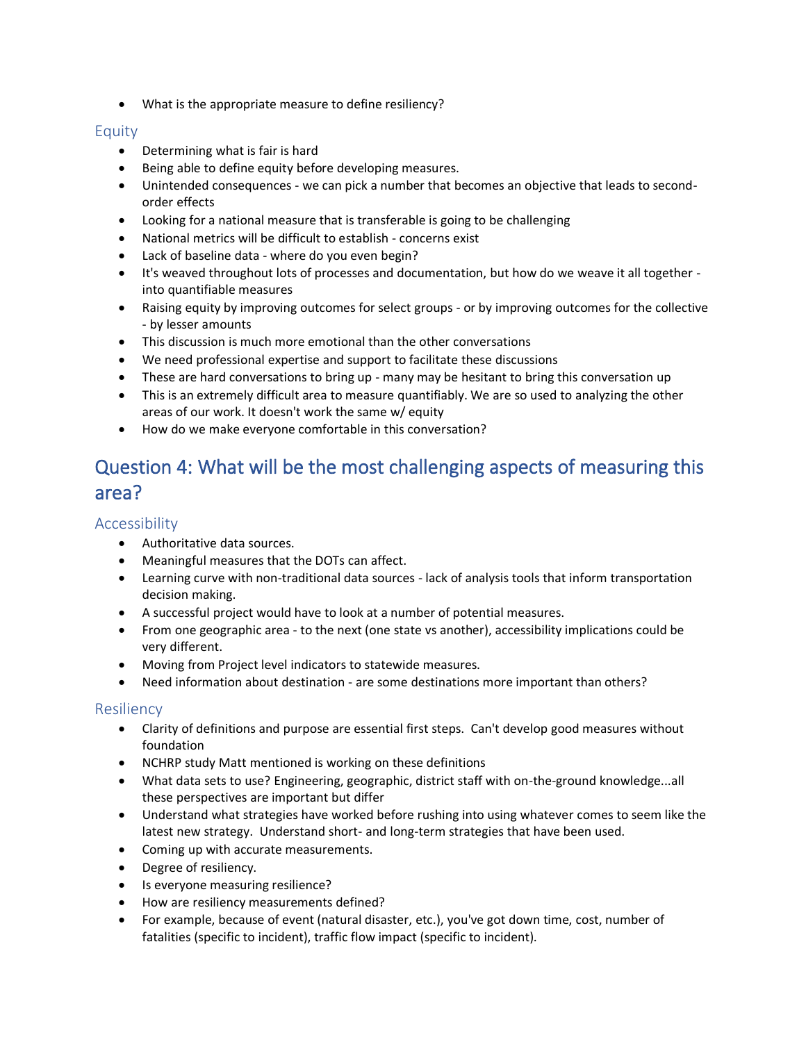- What is the appropriate measure to define resiliency?

### Equity

- Determining what is fair is hard
- Being able to define equity before developing measures.
- Unintended consequences - we can pick a number that becomes an objective that leads to second-order effects
- Looking for a national measure that is transferable is going to be challenging
- National metrics will be difficult to establish - concerns exist
- Lack of baseline data - where do you even begin?
- It's weaved throughout lots of processes and documentation, but how do we weave it all together - into quantifiable measures
- Raising equity by improving outcomes for select groups - or by improving outcomes for the collective - by lesser amounts
- This discussion is much more emotional than the other conversations
- We need professional expertise and support to facilitate these discussions
- These are hard conversations to bring up - many may be hesitant to bring this conversation up
- This is an extremely difficult area to measure quantifiably. We are so used to analyzing the other areas of our work. It doesn't work the same w/ equity
- How do we make everyone comfortable in this conversation?

## Question 4: What will be the most challenging aspects of measuring this area?

### Accessibility

- Authoritative data sources.
- Meaningful measures that the DOTs can affect.
- Learning curve with non-traditional data sources - lack of analysis tools that inform transportation decision making.
- A successful project would have to look at a number of potential measures.
- From one geographic area - to the next (one state vs another), accessibility implications could be very different.
- Moving from Project level indicators to statewide measures.
- Need information about destination - are some destinations more important than others?

### Resiliency

- Clarity of definitions and purpose are essential first steps. Can't develop good measures without foundation
- NCHRP study Matt mentioned is working on these definitions
- What data sets to use? Engineering, geographic, district staff with on-the-ground knowledge...all these perspectives are important but differ
- Understand what strategies have worked before rushing into using whatever comes to seem like the latest new strategy. Understand short- and long-term strategies that have been used.
- Coming up with accurate measurements.
- Degree of resiliency.
- Is everyone measuring resilience?
- How are resiliency measurements defined?
- For example, because of event (natural disaster, etc.), you've got down time, cost, number of fatalities (specific to incident), traffic flow impact (specific to incident).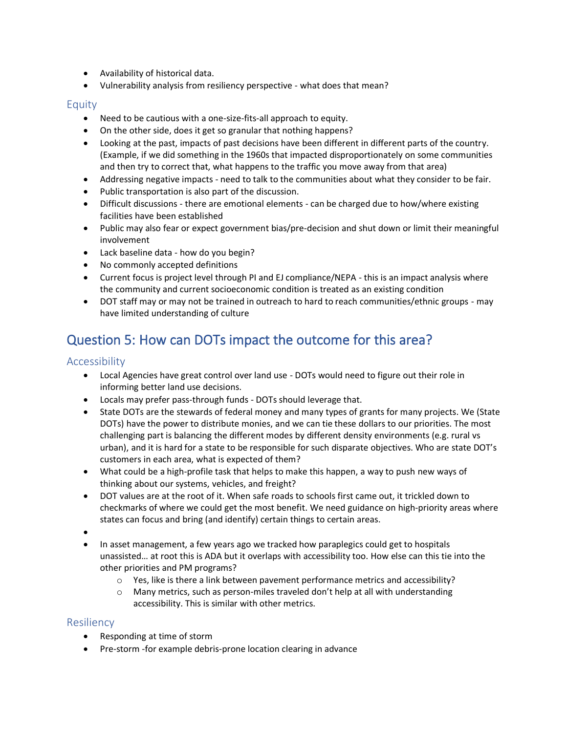- Availability of historical data.
- Vulnerability analysis from resiliency perspective - what does that mean?

### Equity

- Need to be cautious with a one-size-fits-all approach to equity.
- On the other side, does it get so granular that nothing happens?
- Looking at the past, impacts of past decisions have been different in different parts of the country. (Example, if we did something in the 1960s that impacted disproportionately on some communities and then try to correct that, what happens to the traffic you move away from that area)
- Addressing negative impacts - need to talk to the communities about what they consider to be fair.
- Public transportation is also part of the discussion.
- Difficult discussions - there are emotional elements - can be charged due to how/where existing facilities have been established
- Public may also fear or expect government bias/pre-decision and shut down or limit their meaningful involvement
- Lack baseline data - how do you begin?
- No commonly accepted definitions
- Current focus is project level through PI and EJ compliance/NEPA - this is an impact analysis where the community and current socioeconomic condition is treated as an existing condition
- DOT staff may or may not be trained in outreach to hard to reach communities/ethnic groups - may have limited understanding of culture

## Question 5: How can DOTs impact the outcome for this area?

### Accessibility

- Local Agencies have great control over land use - DOTs would need to figure out their role in informing better land use decisions.
- Locals may prefer pass-through funds - DOTs should leverage that.
- State DOTs are the stewards of federal money and many types of grants for many projects. We (State DOTs) have the power to distribute monies, and we can tie these dollars to our priorities. The most challenging part is balancing the different modes by different density environments (e.g. rural vs urban), and it is hard for a state to be responsible for such disparate objectives. Who are state DOT's customers in each area, what is expected of them?
- What could be a high-profile task that helps to make this happen, a way to push new ways of thinking about our systems, vehicles, and freight?
- DOT values are at the root of it. When safe roads to schools first came out, it trickled down to checkmarks of where we could get the most benefit. We need guidance on high-priority areas where states can focus and bring (and identify) certain things to certain areas.
- 
- In asset management, a few years ago we tracked how paraplegics could get to hospitals unassisted… at root this is ADA but it overlaps with accessibility too. How else can this tie into the other priorities and PM programs?
  - Yes, like is there a link between pavement performance metrics and accessibility?
  - Many metrics, such as person-miles traveled don't help at all with understanding accessibility. This is similar with other metrics.

### Resiliency

- Responding at time of storm
- Pre-storm -for example debris-prone location clearing in advance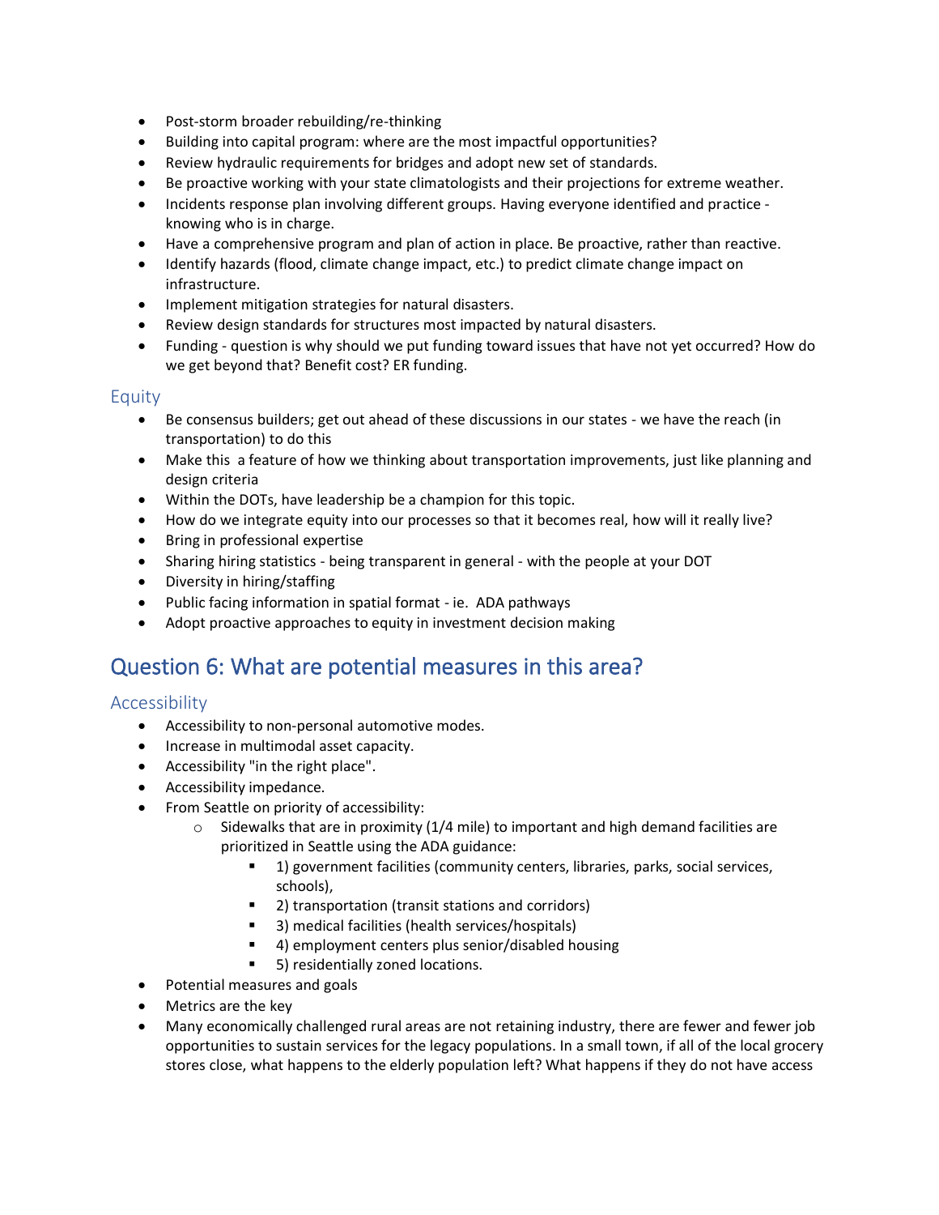- Post-storm broader rebuilding/re-thinking
- Building into capital program: where are the most impactful opportunities?
- Review hydraulic requirements for bridges and adopt new set of standards.
- Be proactive working with your state climatologists and their projections for extreme weather.
- Incidents response plan involving different groups. Having everyone identified and practice - knowing who is in charge.
- Have a comprehensive program and plan of action in place. Be proactive, rather than reactive.
- Identify hazards (flood, climate change impact, etc.) to predict climate change impact on infrastructure.
- Implement mitigation strategies for natural disasters.
- Review design standards for structures most impacted by natural disasters.
- Funding - question is why should we put funding toward issues that have not yet occurred? How do we get beyond that? Benefit cost? ER funding.

### Equity

- Be consensus builders; get out ahead of these discussions in our states - we have the reach (in transportation) to do this
- Make this a feature of how we thinking about transportation improvements, just like planning and design criteria
- Within the DOTs, have leadership be a champion for this topic.
- How do we integrate equity into our processes so that it becomes real, how will it really live?
- Bring in professional expertise
- Sharing hiring statistics - being transparent in general - with the people at your DOT
- Diversity in hiring/staffing
- Public facing information in spatial format - ie. ADA pathways
- Adopt proactive approaches to equity in investment decision making

## Question 6: What are potential measures in this area?

### Accessibility

- Accessibility to non-personal automotive modes.
- Increase in multimodal asset capacity.
- Accessibility "in the right place".
- Accessibility impedance.
- From Seattle on priority of accessibility:
  - Sidewalks that are in proximity (1/4 mile) to important and high demand facilities are prioritized in Seattle using the ADA guidance:
    - 1) government facilities (community centers, libraries, parks, social services, schools),
    - 2) transportation (transit stations and corridors)
    - 3) medical facilities (health services/hospitals)
    - 4) employment centers plus senior/disabled housing
    - 5) residentially zoned locations.
- Potential measures and goals
- Metrics are the key
- Many economically challenged rural areas are not retaining industry, there are fewer and fewer job opportunities to sustain services for the legacy populations. In a small town, if all of the local grocery stores close, what happens to the elderly population left? What happens if they do not have access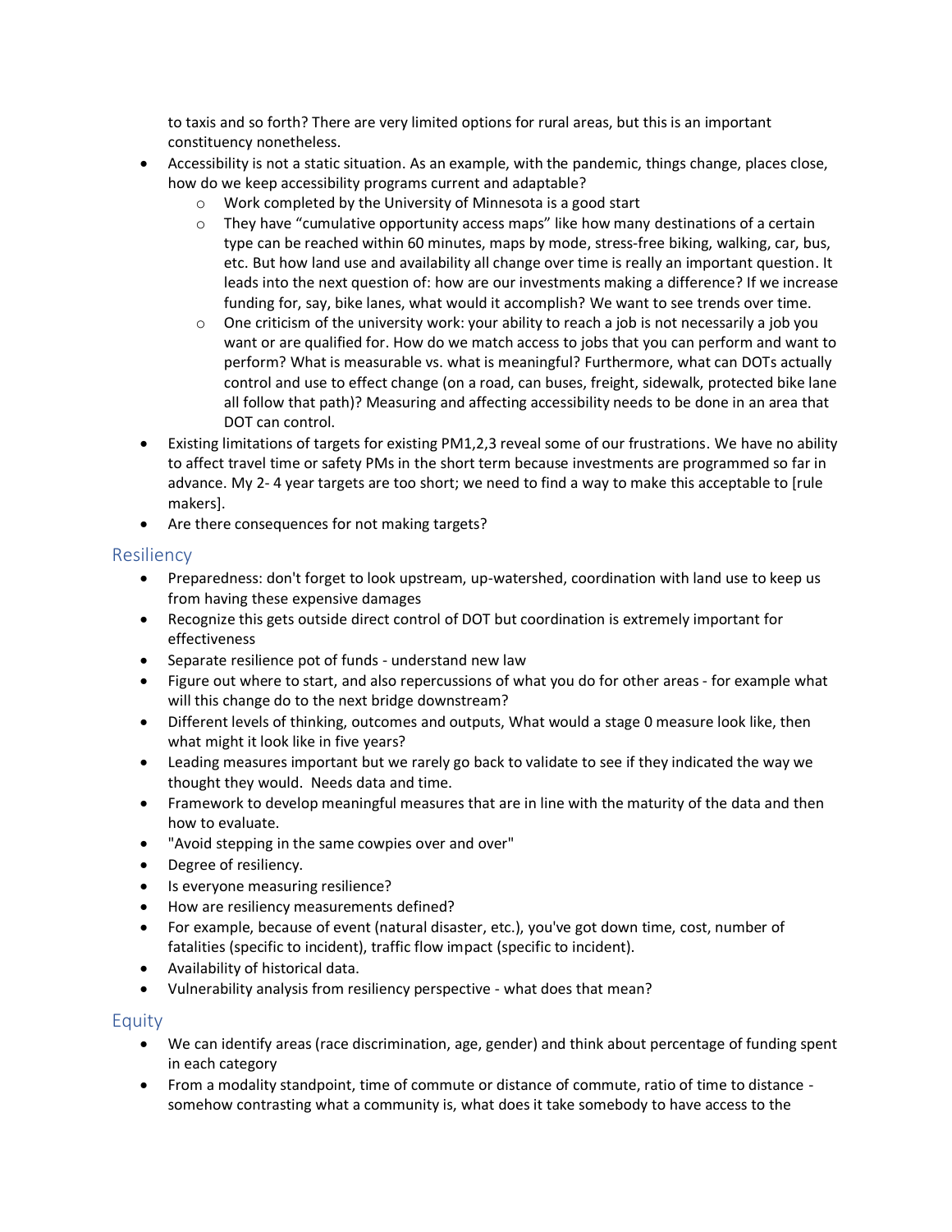to taxis and so forth? There are very limited options for rural areas, but this is an important constituency nonetheless.

- Accessibility is not a static situation. As an example, with the pandemic, things change, places close, how do we keep accessibility programs current and adaptable?
  - Work completed by the University of Minnesota is a good start
  - They have "cumulative opportunity access maps" like how many destinations of a certain type can be reached within 60 minutes, maps by mode, stress-free biking, walking, car, bus, etc. But how land use and availability all change over time is really an important question. It leads into the next question of: how are our investments making a difference? If we increase funding for, say, bike lanes, what would it accomplish? We want to see trends over time.
  - One criticism of the university work: your ability to reach a job is not necessarily a job you want or are qualified for. How do we match access to jobs that you can perform and want to perform? What is measurable vs. what is meaningful? Furthermore, what can DOTs actually control and use to effect change (on a road, can buses, freight, sidewalk, protected bike lane all follow that path)? Measuring and affecting accessibility needs to be done in an area that DOT can control.
- Existing limitations of targets for existing PM1,2,3 reveal some of our frustrations. We have no ability to affect travel time or safety PMs in the short term because investments are programmed so far in advance. My 2- 4 year targets are too short; we need to find a way to make this acceptable to [rule makers].
- Are there consequences for not making targets?

## Resiliency

- Preparedness: don't forget to look upstream, up-watershed, coordination with land use to keep us from having these expensive damages
- Recognize this gets outside direct control of DOT but coordination is extremely important for effectiveness
- Separate resilience pot of funds - understand new law
- Figure out where to start, and also repercussions of what you do for other areas - for example what will this change do to the next bridge downstream?
- Different levels of thinking, outcomes and outputs, What would a stage 0 measure look like, then what might it look like in five years?
- Leading measures important but we rarely go back to validate to see if they indicated the way we thought they would. Needs data and time.
- Framework to develop meaningful measures that are in line with the maturity of the data and then how to evaluate.
- "Avoid stepping in the same cowpies over and over"
- Degree of resiliency.
- Is everyone measuring resilience?
- How are resiliency measurements defined?
- For example, because of event (natural disaster, etc.), you've got down time, cost, number of fatalities (specific to incident), traffic flow impact (specific to incident).
- Availability of historical data.
- Vulnerability analysis from resiliency perspective - what does that mean?

## Equity

- We can identify areas (race discrimination, age, gender) and think about percentage of funding spent in each category
- From a modality standpoint, time of commute or distance of commute, ratio of time to distance - somehow contrasting what a community is, what does it take somebody to have access to the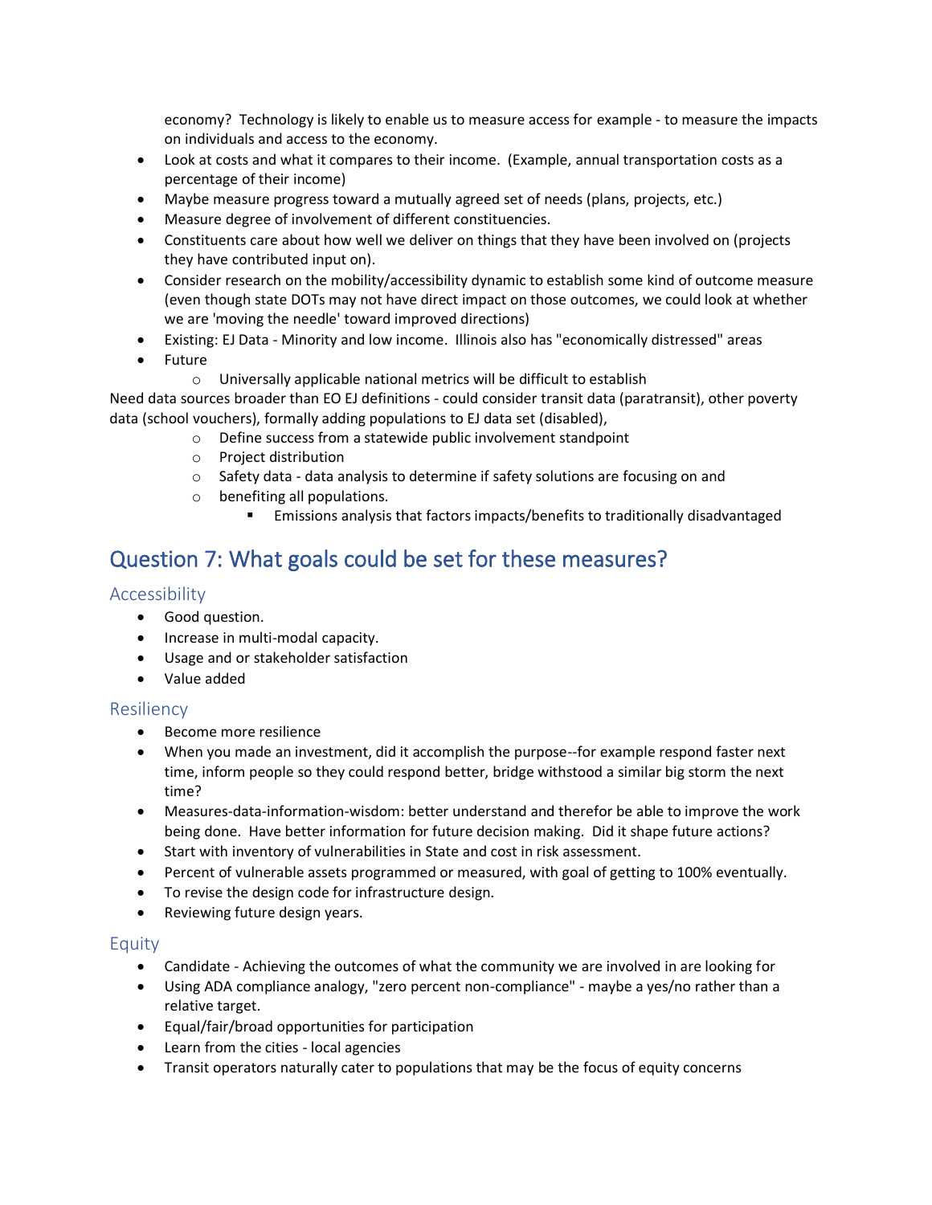economy? Technology is likely to enable us to measure access for example - to measure the impacts on individuals and access to the economy.

- Look at costs and what it compares to their income. (Example, annual transportation costs as a percentage of their income)
- Maybe measure progress toward a mutually agreed set of needs (plans, projects, etc.)
- Measure degree of involvement of different constituencies.
- Constituents care about how well we deliver on things that they have been involved on (projects they have contributed input on).
- Consider research on the mobility/accessibility dynamic to establish some kind of outcome measure (even though state DOTs may not have direct impact on those outcomes, we could look at whether we are 'moving the needle' toward improved directions)
- Existing: EJ Data - Minority and low income. Illinois also has "economically distressed" areas
- Future
    - Universally applicable national metrics will be difficult to establish

Need data sources broader than EO EJ definitions - could consider transit data (paratransit), other poverty data (school vouchers), formally adding populations to EJ data set (disabled),

- Define success from a statewide public involvement standpoint
- Project distribution
- Safety data - data analysis to determine if safety solutions are focusing on and
- benefiting all populations.
    - Emissions analysis that factors impacts/benefits to traditionally disadvantaged

## Question 7: What goals could be set for these measures?

### Accessibility

- Good question.
- Increase in multi-modal capacity.
- Usage and or stakeholder satisfaction
- Value added

### Resiliency

- Become more resilience
- When you made an investment, did it accomplish the purpose--for example respond faster next time, inform people so they could respond better, bridge withstood a similar big storm the next time?
- Measures-data-information-wisdom: better understand and therefor be able to improve the work being done. Have better information for future decision making. Did it shape future actions?
- Start with inventory of vulnerabilities in State and cost in risk assessment.
- Percent of vulnerable assets programmed or measured, with goal of getting to 100% eventually.
- To revise the design code for infrastructure design.
- Reviewing future design years.

### Equity

- Candidate - Achieving the outcomes of what the community we are involved in are looking for
- Using ADA compliance analogy, "zero percent non-compliance" - maybe a yes/no rather than a relative target.
- Equal/fair/broad opportunities for participation
- Learn from the cities - local agencies
- Transit operators naturally cater to populations that may be the focus of equity concerns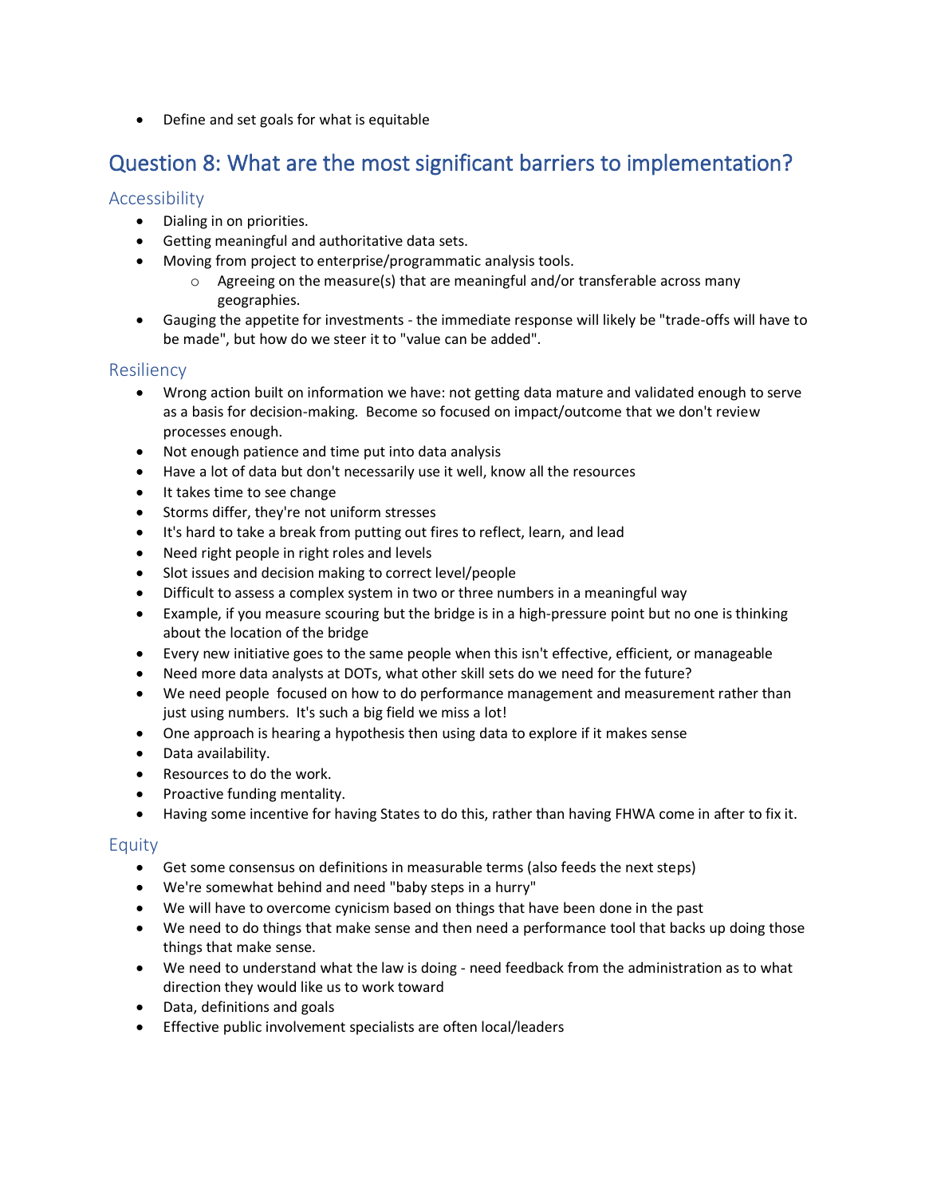- Define and set goals for what is equitable

## Question 8: What are the most significant barriers to implementation?

### Accessibility

- Dialing in on priorities.
- Getting meaningful and authoritative data sets.
- Moving from project to enterprise/programmatic analysis tools.
    - Agreeing on the measure(s) that are meaningful and/or transferable across many geographies.
- Gauging the appetite for investments - the immediate response will likely be "trade-offs will have to be made", but how do we steer it to "value can be added".

### Resiliency

- Wrong action built on information we have: not getting data mature and validated enough to serve as a basis for decision-making. Become so focused on impact/outcome that we don't review processes enough.
- Not enough patience and time put into data analysis
- Have a lot of data but don't necessarily use it well, know all the resources
- It takes time to see change
- Storms differ, they're not uniform stresses
- It's hard to take a break from putting out fires to reflect, learn, and lead
- Need right people in right roles and levels
- Slot issues and decision making to correct level/people
- Difficult to assess a complex system in two or three numbers in a meaningful way
- Example, if you measure scouring but the bridge is in a high-pressure point but no one is thinking about the location of the bridge
- Every new initiative goes to the same people when this isn't effective, efficient, or manageable
- Need more data analysts at DOTs, what other skill sets do we need for the future?
- We need people focused on how to do performance management and measurement rather than just using numbers. It's such a big field we miss a lot!
- One approach is hearing a hypothesis then using data to explore if it makes sense
- Data availability.
- Resources to do the work.
- Proactive funding mentality.
- Having some incentive for having States to do this, rather than having FHWA come in after to fix it.

### Equity

- Get some consensus on definitions in measurable terms (also feeds the next steps)
- We're somewhat behind and need "baby steps in a hurry"
- We will have to overcome cynicism based on things that have been done in the past
- We need to do things that make sense and then need a performance tool that backs up doing those things that make sense.
- We need to understand what the law is doing - need feedback from the administration as to what direction they would like us to work toward
- Data, definitions and goals
- Effective public involvement specialists are often local/leaders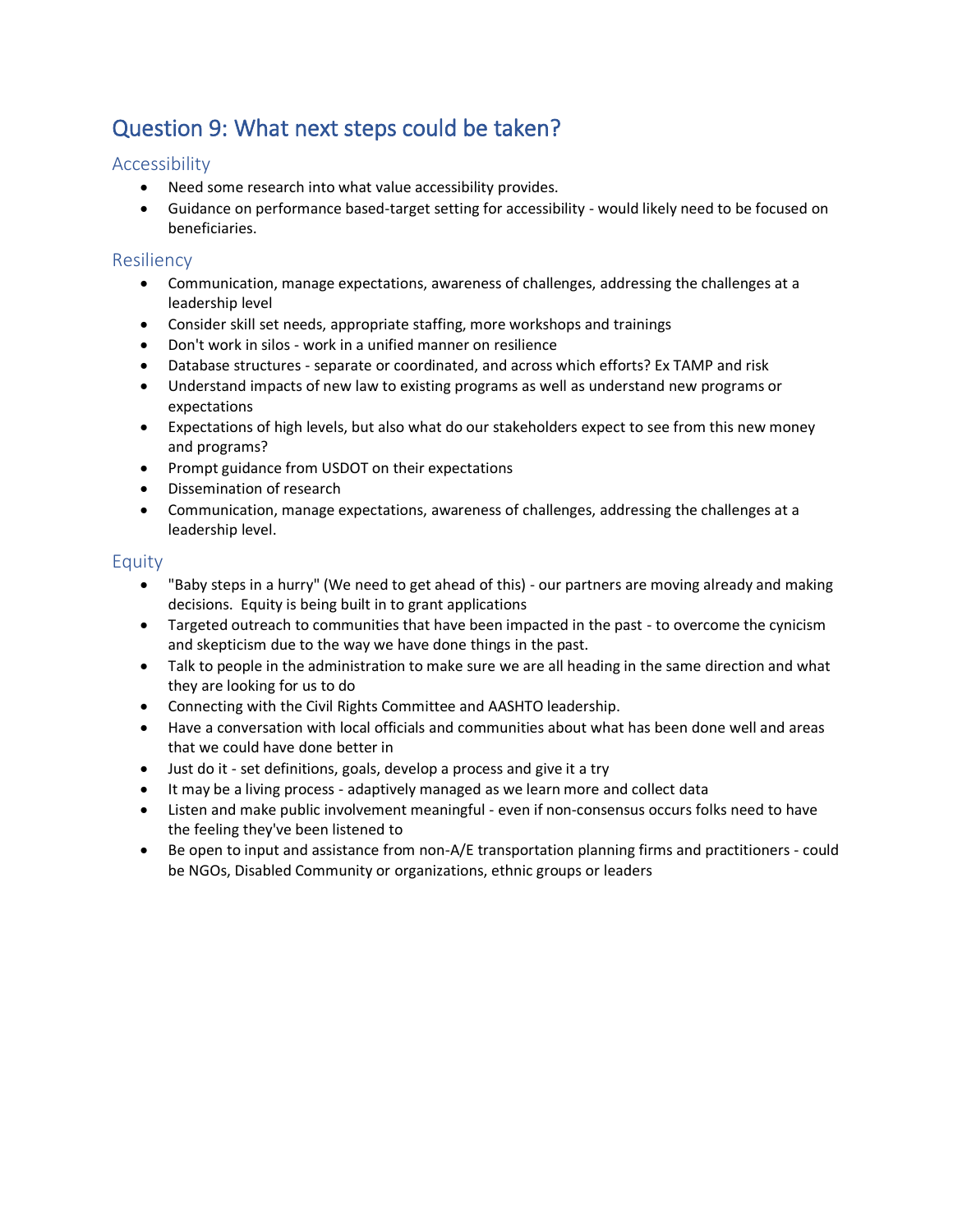# Question 9: What next steps could be taken?

## Accessibility

- Need some research into what value accessibility provides.
- Guidance on performance based-target setting for accessibility - would likely need to be focused on beneficiaries.

## Resiliency

- Communication, manage expectations, awareness of challenges, addressing the challenges at a leadership level
- Consider skill set needs, appropriate staffing, more workshops and trainings
- Don't work in silos - work in a unified manner on resilience
- Database structures - separate or coordinated, and across which efforts? Ex TAMP and risk
- Understand impacts of new law to existing programs as well as understand new programs or expectations
- Expectations of high levels, but also what do our stakeholders expect to see from this new money and programs?
- Prompt guidance from USDOT on their expectations
- Dissemination of research
- Communication, manage expectations, awareness of challenges, addressing the challenges at a leadership level.

## Equity

- "Baby steps in a hurry" (We need to get ahead of this) - our partners are moving already and making decisions. Equity is being built in to grant applications
- Targeted outreach to communities that have been impacted in the past - to overcome the cynicism and skepticism due to the way we have done things in the past.
- Talk to people in the administration to make sure we are all heading in the same direction and what they are looking for us to do
- Connecting with the Civil Rights Committee and AASHTO leadership.
- Have a conversation with local officials and communities about what has been done well and areas that we could have done better in
- Just do it - set definitions, goals, develop a process and give it a try
- It may be a living process - adaptively managed as we learn more and collect data
- Listen and make public involvement meaningful - even if non-consensus occurs folks need to have the feeling they've been listened to
- Be open to input and assistance from non-A/E transportation planning firms and practitioners - could be NGOs, Disabled Community or organizations, ethnic groups or leaders